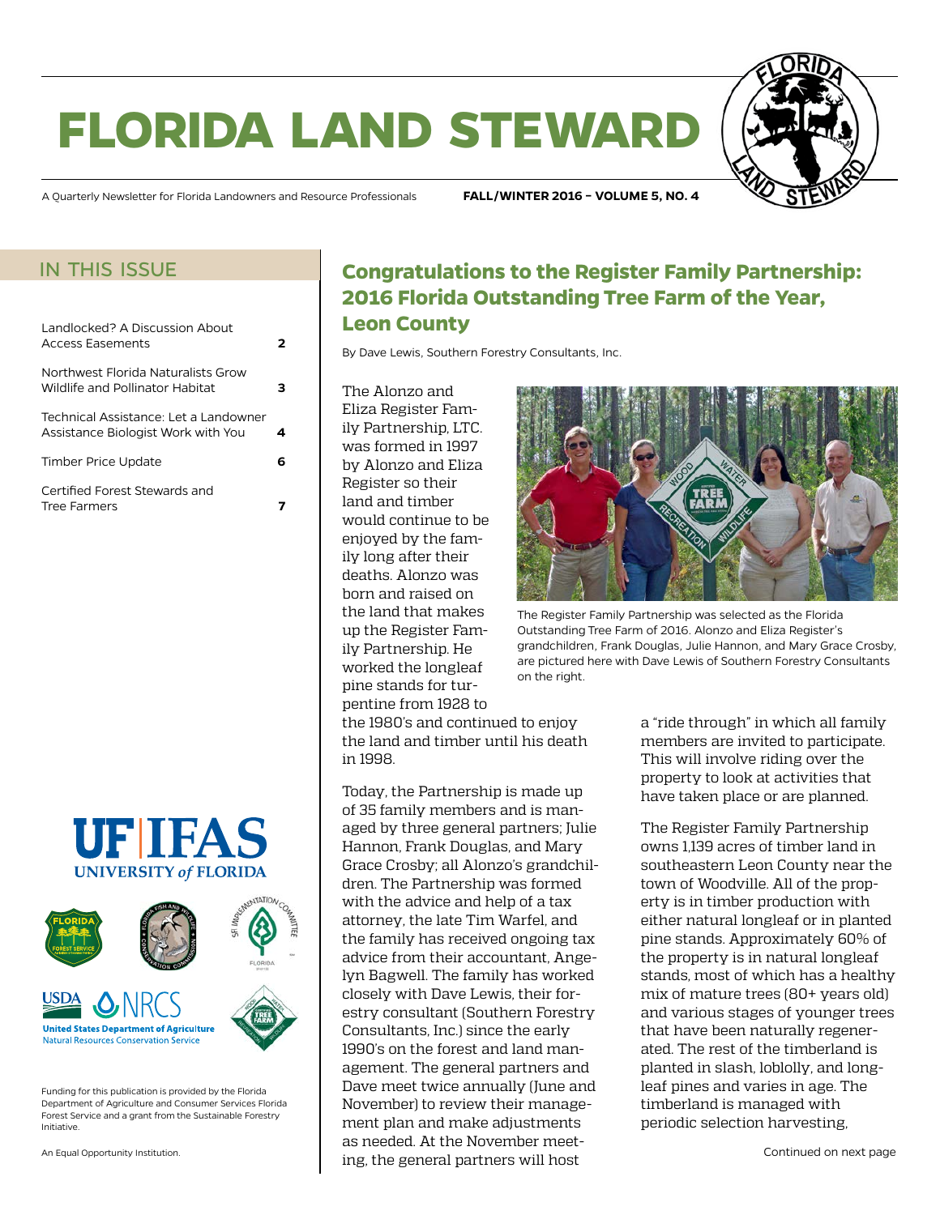# FLORIDA LAND STEWARD

A Quarterly Newsletter for Florida Landowners and Resource Professionals

**FALL/WINTER 2016 – VOLUME 5, NO. 4**

## IN THIS ISSUE

| | |
|---|---|
| Landlocked? A Discussion About Access Easements | **2** |
| Northwest Florida Naturalists Grow Wildlife and Pollinator Habitat | **3** |
| Technical Assistance: Let a Landowner Assistance Biologist Work with You | **4** |
| Timber Price Update | **6** |
| Certified Forest Stewards and Tree Farmers | **7** |

Funding for this publication is provided by the Florida Department of Agriculture and Consumer Services Florida Forest Service and a grant from the Sustainable Forestry Initiative.

An Equal Opportunity Institution.

## Congratulations to the Register Family Partnership: 2016 Florida Outstanding Tree Farm of the Year, Leon County

By Dave Lewis, Southern Forestry Consultants, Inc.

The Alonzo and Eliza Register Family Partnership, LTC. was formed in 1997 by Alonzo and Eliza Register so their land and timber would continue to be enjoyed by the family long after their deaths. Alonzo was born and raised on the land that makes up the Register Family Partnership. He worked the longleaf pine stands for turpentine from 1928 to the 1980's and continued to enjoy the land and timber until his death in 1998.

The Register Family Partnership was selected as the Florida Outstanding Tree Farm of 2016. Alonzo and Eliza Register's grandchildren, Frank Douglas, Julie Hannon, and Mary Grace Crosby, are pictured here with Dave Lewis of Southern Forestry Consultants on the right.

Today, the Partnership is made up of 35 family members and is managed by three general partners; Julie Hannon, Frank Douglas, and Mary Grace Crosby; all Alonzo's grandchildren. The Partnership was formed with the advice and help of a tax attorney, the late Tim Warfel, and the family has received ongoing tax advice from their accountant, Angelyn Bagwell. The family has worked closely with Dave Lewis, their forestry consultant (Southern Forestry Consultants, Inc.) since the early 1990's on the forest and land management. The general partners and Dave meet twice annually (June and November) to review their management plan and make adjustments as needed. At the November meeting, the general partners will host a "ride through" in which all family members are invited to participate. This will involve riding over the property to look at activities that have taken place or are planned.

The Register Family Partnership owns 1,139 acres of timber land in southeastern Leon County near the town of Woodville. All of the property is in timber production with either natural longleaf or in planted pine stands. Approximately 60% of the property is in natural longleaf stands, most of which has a healthy mix of mature trees (80+ years old) and various stages of younger trees that have been naturally regenerated. The rest of the timberland is planted in slash, loblolly, and longleaf pines and varies in age. The timberland is managed with periodic selection harvesting,

Continued on next page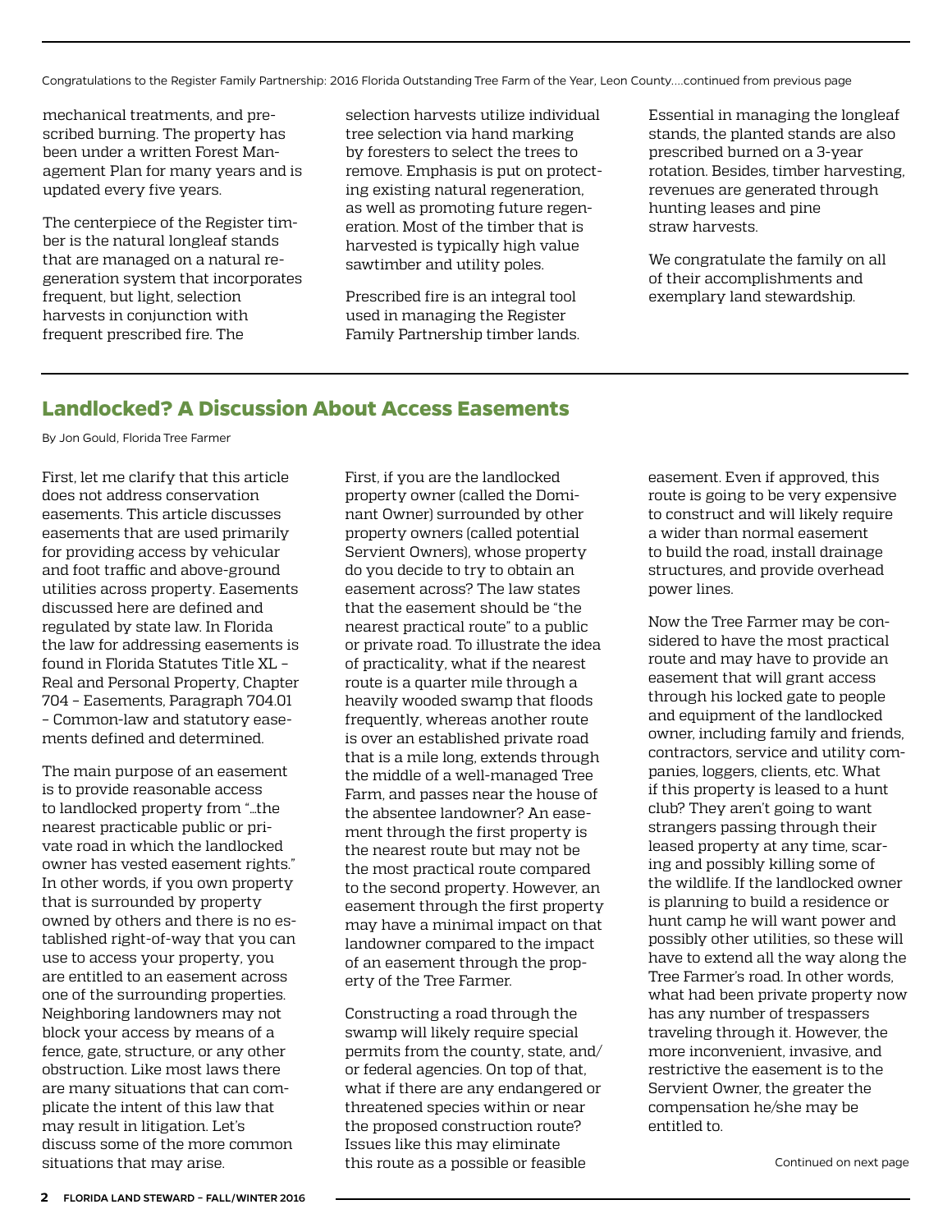Congratulations to the Register Family Partnership: 2016 Florida Outstanding Tree Farm of the Year, Leon County....continued from previous page

mechanical treatments, and prescribed burning. The property has been under a written Forest Management Plan for many years and is updated every five years.

The centerpiece of the Register timber is the natural longleaf stands that are managed on a natural regeneration system that incorporates frequent, but light, selection harvests in conjunction with frequent prescribed fire. The selection harvests utilize individual tree selection via hand marking by foresters to select the trees to remove. Emphasis is put on protecting existing natural regeneration, as well as promoting future regeneration. Most of the timber that is harvested is typically high value sawtimber and utility poles.

Prescribed fire is an integral tool used in managing the Register Family Partnership timber lands. Essential in managing the longleaf stands, the planted stands are also prescribed burned on a 3-year rotation. Besides, timber harvesting, revenues are generated through hunting leases and pine straw harvests.

We congratulate the family on all of their accomplishments and exemplary land stewardship.

## Landlocked? A Discussion About Access Easements

By Jon Gould, Florida Tree Farmer

First, let me clarify that this article does not address conservation easements. This article discusses easements that are used primarily for providing access by vehicular and foot traffic and above-ground utilities across property. Easements discussed here are defined and regulated by state law. In Florida the law for addressing easements is found in Florida Statutes Title XL – Real and Personal Property, Chapter 704 – Easements, Paragraph 704.01 – Common-law and statutory easements defined and determined.

The main purpose of an easement is to provide reasonable access to landlocked property from "...the nearest practicable public or private road in which the landlocked owner has vested easement rights." In other words, if you own property that is surrounded by property owned by others and there is no established right-of-way that you can use to access your property, you are entitled to an easement across one of the surrounding properties. Neighboring landowners may not block your access by means of a fence, gate, structure, or any other obstruction. Like most laws there are many situations that can complicate the intent of this law that may result in litigation. Let's discuss some of the more common situations that may arise.

First, if you are the landlocked property owner (called the Dominant Owner) surrounded by other property owners (called potential Servient Owners), whose property do you decide to try to obtain an easement across? The law states that the easement should be "the nearest practical route" to a public or private road. To illustrate the idea of practicality, what if the nearest route is a quarter mile through a heavily wooded swamp that floods frequently, whereas another route is over an established private road that is a mile long, extends through the middle of a well-managed Tree Farm, and passes near the house of the absentee landowner? An easement through the first property is the nearest route but may not be the most practical route compared to the second property. However, an easement through the first property may have a minimal impact on that landowner compared to the impact of an easement through the property of the Tree Farmer.

Constructing a road through the swamp will likely require special permits from the county, state, and/or federal agencies. On top of that, what if there are any endangered or threatened species within or near the proposed construction route? Issues like this may eliminate this route as a possible or feasible easement. Even if approved, this route is going to be very expensive to construct and will likely require a wider than normal easement to build the road, install drainage structures, and provide overhead power lines.

Now the Tree Farmer may be considered to have the most practical route and may have to provide an easement that will grant access through his locked gate to people and equipment of the landlocked owner, including family and friends, contractors, service and utility companies, loggers, clients, etc. What if this property is leased to a hunt club? They aren't going to want strangers passing through their leased property at any time, scaring and possibly killing some of the wildlife. If the landlocked owner is planning to build a residence or hunt camp he will want power and possibly other utilities, so these will have to extend all the way along the Tree Farmer's road. In other words, what had been private property now has any number of trespassers traveling through it. However, the more inconvenient, invasive, and restrictive the easement is to the Servient Owner, the greater the compensation he/she may be entitled to.

Continued on next page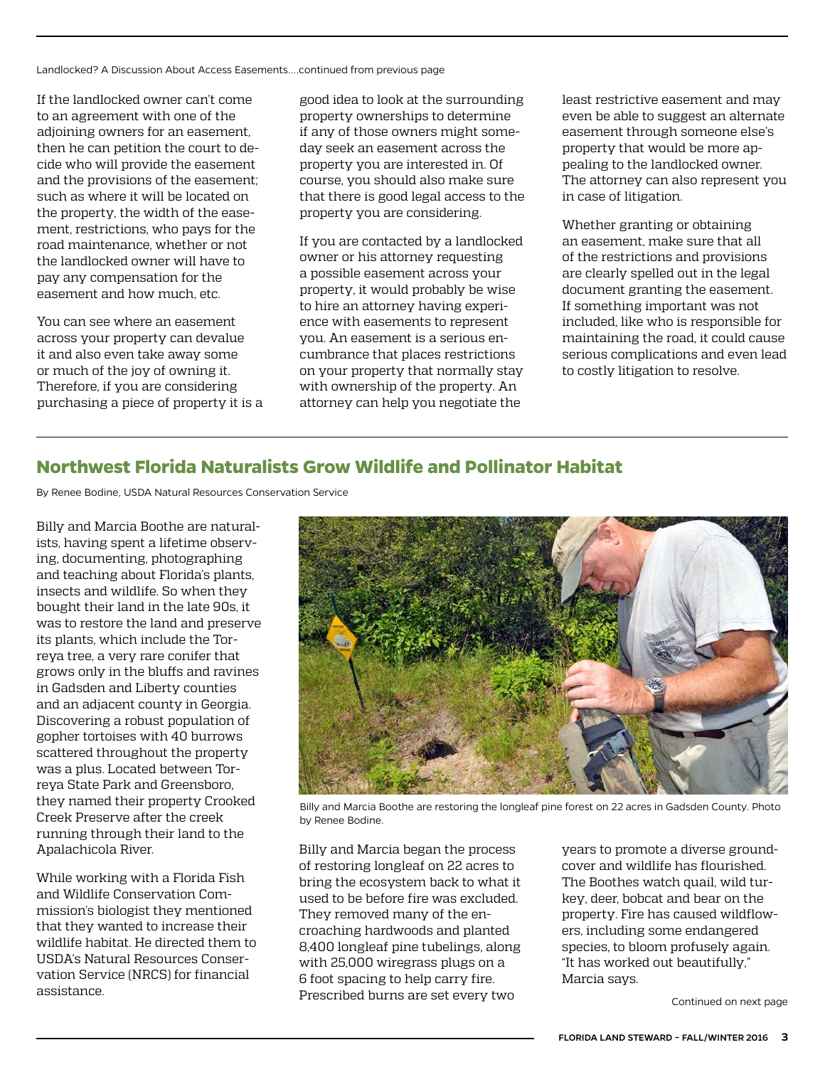Landlocked? A Discussion About Access Easements….continued from previous page

If the landlocked owner can't come to an agreement with one of the adjoining owners for an easement, then he can petition the court to decide who will provide the easement and the provisions of the easement; such as where it will be located on the property, the width of the easement, restrictions, who pays for the road maintenance, whether or not the landlocked owner will have to pay any compensation for the easement and how much, etc.

You can see where an easement across your property can devalue it and also even take away some or much of the joy of owning it. Therefore, if you are considering purchasing a piece of property it is a good idea to look at the surrounding property ownerships to determine if any of those owners might someday seek an easement across the property you are interested in. Of course, you should also make sure that there is good legal access to the property you are considering.

If you are contacted by a landlocked owner or his attorney requesting a possible easement across your property, it would probably be wise to hire an attorney having experience with easements to represent you. An easement is a serious encumbrance that places restrictions on your property that normally stay with ownership of the property. An attorney can help you negotiate the least restrictive easement and may even be able to suggest an alternate easement through someone else's property that would be more appealing to the landlocked owner. The attorney can also represent you in case of litigation.

Whether granting or obtaining an easement, make sure that all of the restrictions and provisions are clearly spelled out in the legal document granting the easement. If something important was not included, like who is responsible for maintaining the road, it could cause serious complications and even lead to costly litigation to resolve.

## Northwest Florida Naturalists Grow Wildlife and Pollinator Habitat

By Renee Bodine, USDA Natural Resources Conservation Service

Billy and Marcia Boothe are naturalists, having spent a lifetime observing, documenting, photographing and teaching about Florida's plants, insects and wildlife. So when they bought their land in the late 90s, it was to restore the land and preserve its plants, which include the Torreya tree, a very rare conifer that grows only in the bluffs and ravines in Gadsden and Liberty counties and an adjacent county in Georgia. Discovering a robust population of gopher tortoises with 40 burrows scattered throughout the property was a plus. Located between Torreya State Park and Greensboro, they named their property Crooked Creek Preserve after the creek running through their land to the Apalachicola River.

While working with a Florida Fish and Wildlife Conservation Commission's biologist they mentioned that they wanted to increase their wildlife habitat. He directed them to USDA's Natural Resources Conservation Service (NRCS) for financial assistance.

Billy and Marcia Boothe are restoring the longleaf pine forest on 22 acres in Gadsden County. Photo by Renee Bodine.

Billy and Marcia began the process of restoring longleaf on 22 acres to bring the ecosystem back to what it used to be before fire was excluded. They removed many of the encroaching hardwoods and planted 8,400 longleaf pine tubelings, along with 25,000 wiregrass plugs on a 6 foot spacing to help carry fire. Prescribed burns are set every two years to promote a diverse groundcover and wildlife has flourished. The Boothes watch quail, wild turkey, deer, bobcat and bear on the property. Fire has caused wildflowers, including some endangered species, to bloom profusely again. "It has worked out beautifully," Marcia says.

Continued on next page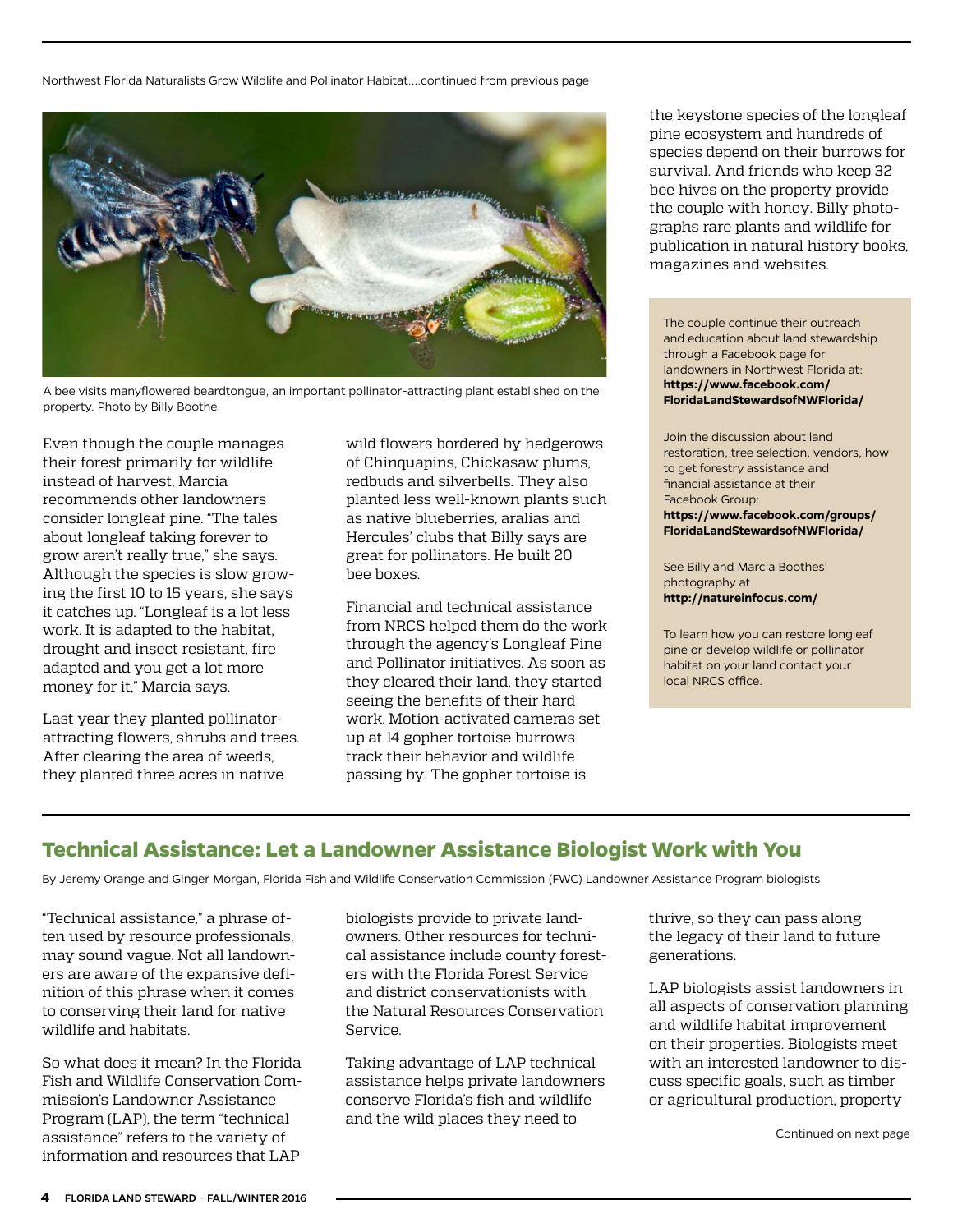Northwest Florida Naturalists Grow Wildlife and Pollinator Habitat....continued from previous page

A bee visits manyflowered beardtongue, an important pollinator-attracting plant established on the property. Photo by Billy Boothe.

Even though the couple manages their forest primarily for wildlife instead of harvest, Marcia recommends other landowners consider longleaf pine. "The tales about longleaf taking forever to grow aren't really true," she says. Although the species is slow growing the first 10 to 15 years, she says it catches up. "Longleaf is a lot less work. It is adapted to the habitat, drought and insect resistant, fire adapted and you get a lot more money for it," Marcia says.

Last year they planted pollinator-attracting flowers, shrubs and trees. After clearing the area of weeds, they planted three acres in native wild flowers bordered by hedgerows of Chinquapins, Chickasaw plums, redbuds and silverbells. They also planted less well-known plants such as native blueberries, aralias and Hercules' clubs that Billy says are great for pollinators. He built 20 bee boxes.

Financial and technical assistance from NRCS helped them do the work through the agency's Longleaf Pine and Pollinator initiatives. As soon as they cleared their land, they started seeing the benefits of their hard work. Motion-activated cameras set up at 14 gopher tortoise burrows track their behavior and wildlife passing by. The gopher tortoise is the keystone species of the longleaf pine ecosystem and hundreds of species depend on their burrows for survival. And friends who keep 32 bee hives on the property provide the couple with honey. Billy photographs rare plants and wildlife for publication in natural history books, magazines and websites.

The couple continue their outreach and education about land stewardship through a Facebook page for landowners in Northwest Florida at: **https://www.facebook.com/FloridaLandStewardsofNWFlorida/**

Join the discussion about land restoration, tree selection, vendors, how to get forestry assistance and financial assistance at their Facebook Group: **https://www.facebook.com/groups/FloridaLandStewardsofNWFlorida/**

See Billy and Marcia Boothes' photography at **http://natureinfocus.com/**

To learn how you can restore longleaf pine or develop wildlife or pollinator habitat on your land contact your local NRCS office.

## Technical Assistance: Let a Landowner Assistance Biologist Work with You

By Jeremy Orange and Ginger Morgan, Florida Fish and Wildlife Conservation Commission (FWC) Landowner Assistance Program biologists

"Technical assistance," a phrase often used by resource professionals, may sound vague. Not all landowners are aware of the expansive definition of this phrase when it comes to conserving their land for native wildlife and habitats.

So what does it mean? In the Florida Fish and Wildlife Conservation Commission's Landowner Assistance Program (LAP), the term "technical assistance" refers to the variety of information and resources that LAP biologists provide to private landowners. Other resources for technical assistance include county foresters with the Florida Forest Service and district conservationists with the Natural Resources Conservation Service.

Taking advantage of LAP technical assistance helps private landowners conserve Florida's fish and wildlife and the wild places they need to thrive, so they can pass along the legacy of their land to future generations.

LAP biologists assist landowners in all aspects of conservation planning and wildlife habitat improvement on their properties. Biologists meet with an interested landowner to discuss specific goals, such as timber or agricultural production, property

Continued on next page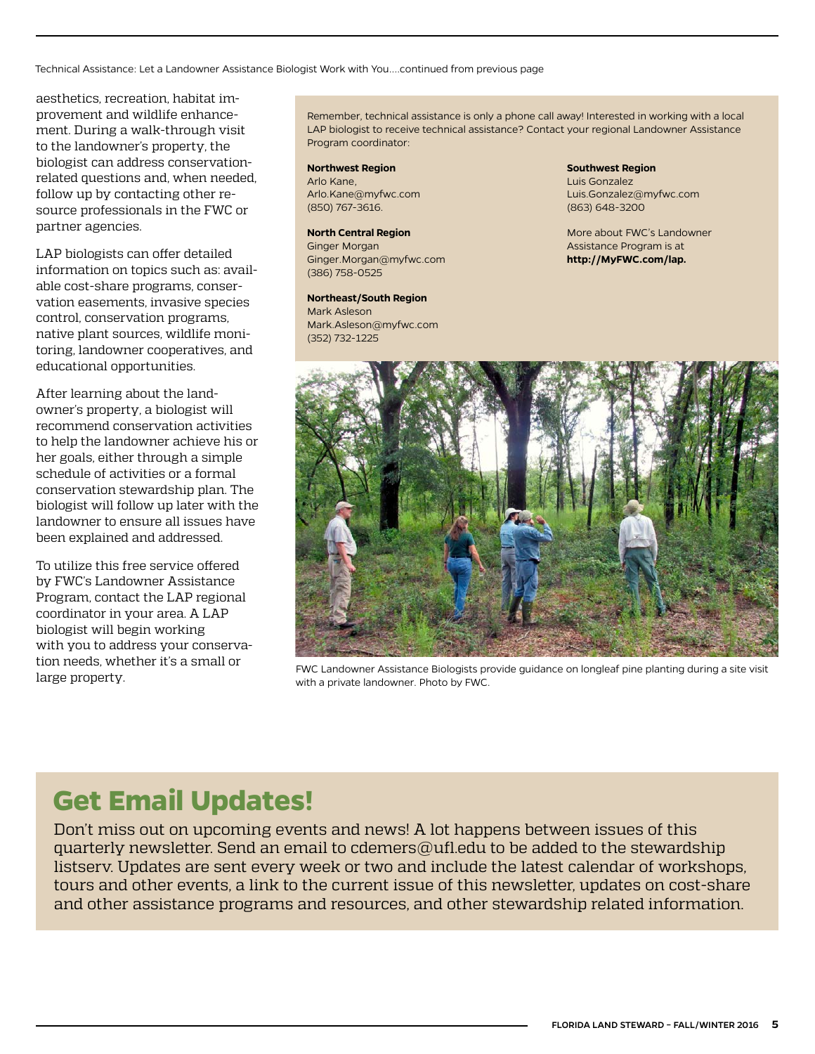Technical Assistance: Let a Landowner Assistance Biologist Work with You....continued from previous page

aesthetics, recreation, habitat improvement and wildlife enhancement. During a walk-through visit to the landowner's property, the biologist can address conservation-related questions and, when needed, follow up by contacting other resource professionals in the FWC or partner agencies.

LAP biologists can offer detailed information on topics such as: available cost-share programs, conservation easements, invasive species control, conservation programs, native plant sources, wildlife monitoring, landowner cooperatives, and educational opportunities.

After learning about the landowner's property, a biologist will recommend conservation activities to help the landowner achieve his or her goals, either through a simple schedule of activities or a formal conservation stewardship plan. The biologist will follow up later with the landowner to ensure all issues have been explained and addressed.

To utilize this free service offered by FWC's Landowner Assistance Program, contact the LAP regional coordinator in your area. A LAP biologist will begin working with you to address your conservation needs, whether it's a small or large property.

Remember, technical assistance is only a phone call away! Interested in working with a local LAP biologist to receive technical assistance? Contact your regional Landowner Assistance Program coordinator:

**Northwest Region**
Arlo Kane,
Arlo.Kane@myfwc.com
(850) 767-3616.

**North Central Region**
Ginger Morgan
Ginger.Morgan@myfwc.com
(386) 758-0525

**Northeast/South Region**
Mark Asleson
Mark.Asleson@myfwc.com
(352) 732-1225

**Southwest Region**
Luis Gonzalez
Luis.Gonzalez@myfwc.com
(863) 648-3200

More about FWC's Landowner Assistance Program is at **http://MyFWC.com/lap.**

FWC Landowner Assistance Biologists provide guidance on longleaf pine planting during a site visit with a private landowner. Photo by FWC.

## Get Email Updates!

Don't miss out on upcoming events and news! A lot happens between issues of this quarterly newsletter. Send an email to cdemers@ufl.edu to be added to the stewardship listserv. Updates are sent every week or two and include the latest calendar of workshops, tours and other events, a link to the current issue of this newsletter, updates on cost-share and other assistance programs and resources, and other stewardship related information.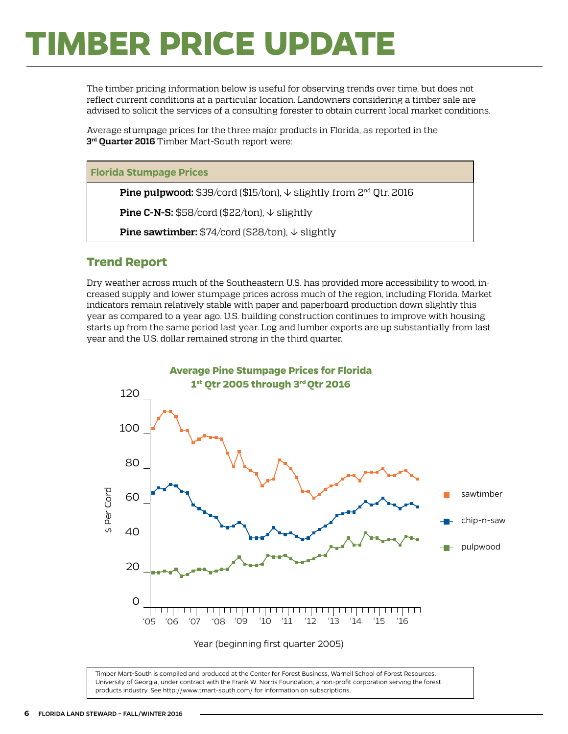# TIMBER PRICE UPDATE

The timber pricing information below is useful for observing trends over time, but does not reflect current conditions at a particular location. Landowners considering a timber sale are advised to solicit the services of a consulting forester to obtain current local market conditions.

Average stumpage prices for the three major products in Florida, as reported in the **3rd Quarter 2016** Timber Mart-South report were:

| Florida Stumpage Prices |
| --- |
| **Pine pulpwood:** $39/cord ($15/ton), ↓ slightly from 2nd Qtr. 2016 |
| **Pine C-N-S:** $58/cord ($22/ton), ↓ slightly |
| **Pine sawtimber:** $74/cord ($28/ton), ↓ slightly |

## Trend Report

Dry weather across much of the Southeastern U.S. has provided more accessibility to wood, increased supply and lower stumpage prices across much of the region, including Florida. Market indicators remain relatively stable with paper and paperboard production down slightly this year as compared to a year ago. U.S. building construction continues to improve with housing starts up from the same period last year. Log and lumber exports are up substantially from last year and the U.S. dollar remained strong in the third quarter.

**Average Pine Stumpage Prices for Florida**
**1st Qtr 2005 through 3rd Qtr 2016**

Timber Mart-South is compiled and produced at the Center for Forest Business, Warnell School of Forest Resources, University of Georgia, under contract with the Frank W. Norris Foundation, a non-profit corporation serving the forest products industry. See http://www.tmart-south.com/ for information on subscriptions.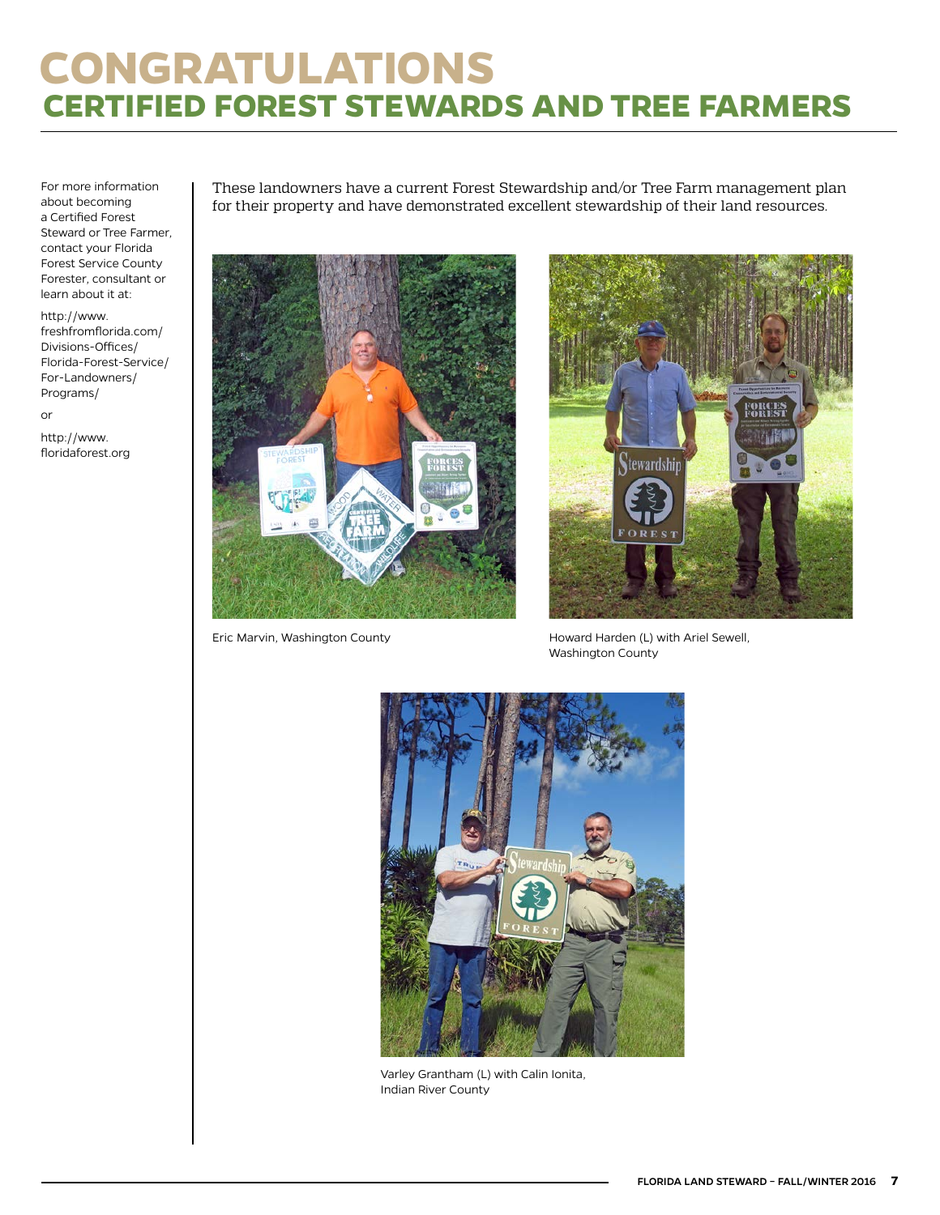# CONGRATULATIONS

## CERTIFIED FOREST STEWARDS AND TREE FARMERS

For more information about becoming a Certified Forest Steward or Tree Farmer, contact your Florida Forest Service County Forester, consultant or learn about it at:

http://www.freshfromflorida.com/Divisions-Offices/Florida-Forest-Service/For-Landowners/Programs/

or

http://www.floridaforest.org

These landowners have a current Forest Stewardship and/or Tree Farm management plan for their property and have demonstrated excellent stewardship of their land resources.

Eric Marvin, Washington County

Howard Harden (L) with Ariel Sewell, Washington County

Varley Grantham (L) with Calin Ionita, Indian River County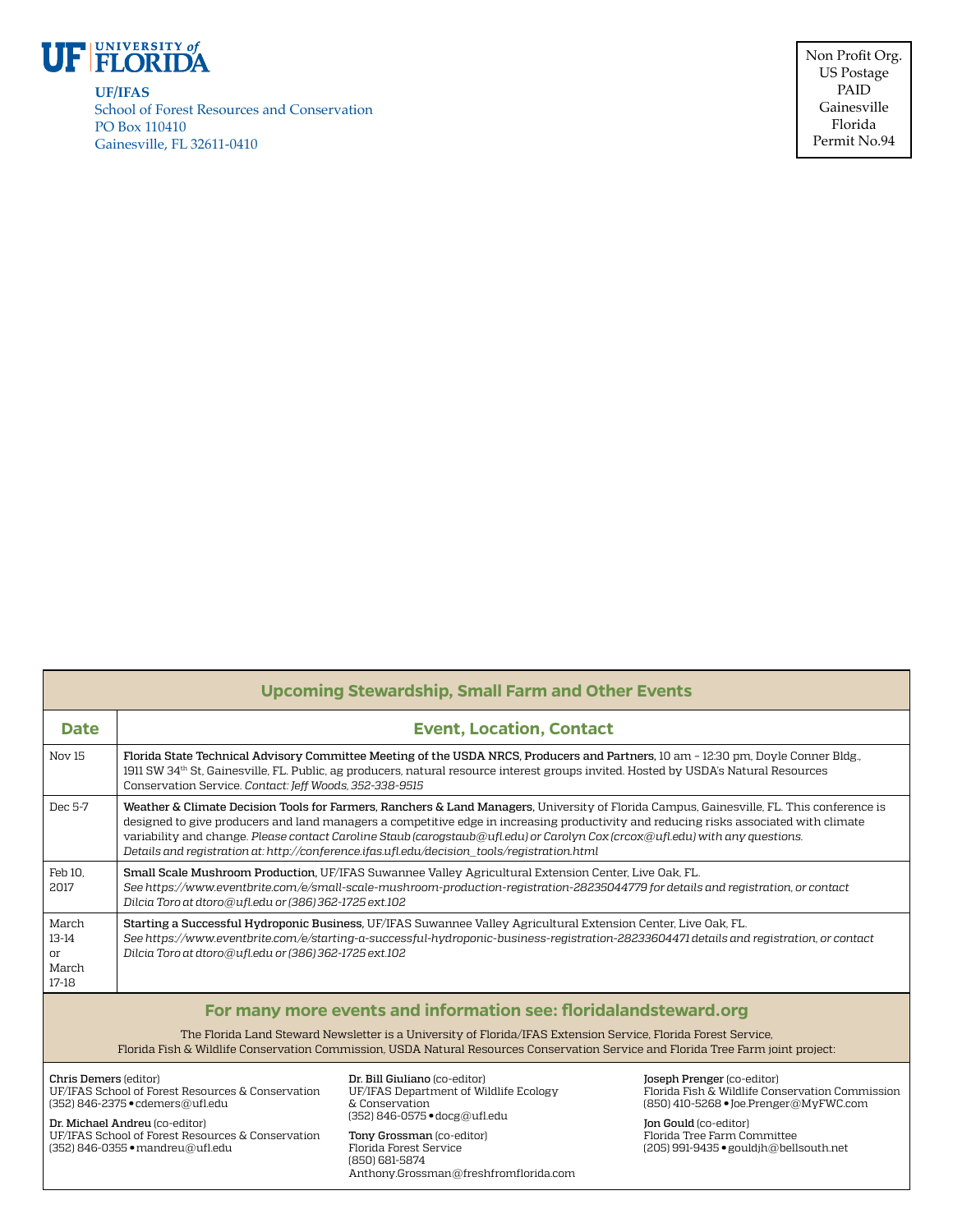UF | UNIVERSITY of FLORIDA

**UF/IFAS**
School of Forest Resources and Conservation
PO Box 110410
Gainesville, FL 32611-0410

Non Profit Org.
US Postage
PAID
Gainesville
Florida
Permit No.94

## Upcoming Stewardship, Small Farm and Other Events

| Date | Event, Location, Contact |
|---|---|
| Nov 15 | **Florida State Technical Advisory Committee Meeting of the USDA NRCS, Producers and Partners,** 10 am – 12:30 pm, Doyle Conner Bldg., 1911 SW 34th St, Gainesville, FL. Public, ag producers, natural resource interest groups invited. Hosted by USDA's Natural Resources Conservation Service. *Contact: Jeff Woods, 352-338-9515* |
| Dec 5-7 | **Weather & Climate Decision Tools for Farmers, Ranchers & Land Managers,** University of Florida Campus, Gainesville, FL. This conference is designed to give producers and land managers a competitive edge in increasing productivity and reducing risks associated with climate variability and change. *Please contact Caroline Staub (carogstaub@ufl.edu) or Carolyn Cox (crcox@ufl.edu) with any questions. Details and registration at: http://conference.ifas.ufl.edu/decision_tools/registration.html* |
| Feb 10, 2017 | **Small Scale Mushroom Production,** UF/IFAS Suwannee Valley Agricultural Extension Center, Live Oak, FL. *See https://www.eventbrite.com/e/small-scale-mushroom-production-registration-28235044779 for details and registration, or contact Dilcia Toro at dtoro@ufl.edu or (386) 362-1725 ext.102* |
| March 13-14 or March 17-18 | **Starting a Successful Hydroponic Business,** UF/IFAS Suwannee Valley Agricultural Extension Center, Live Oak, FL. *See https://www.eventbrite.com/e/starting-a-successful-hydroponic-business-registration-28233604471 details and registration, or contact Dilcia Toro at dtoro@ufl.edu or (386) 362-1725 ext.102* |

**For many more events and information see: floridalandsteward.org**

The Florida Land Steward Newsletter is a University of Florida/IFAS Extension Service, Florida Forest Service, Florida Fish & Wildlife Conservation Commission, USDA Natural Resources Conservation Service and Florida Tree Farm joint project:

**Chris Demers** (editor)
UF/IFAS School of Forest Resources & Conservation
(352) 846-2375 • cdemers@ufl.edu

**Dr. Michael Andreu** (co-editor)
UF/IFAS School of Forest Resources & Conservation
(352) 846-0355 • mandreu@ufl.edu

**Dr. Bill Giuliano** (co-editor)
UF/IFAS Department of Wildlife Ecology & Conservation
(352) 846-0575 • docg@ufl.edu

**Tony Grossman** (co-editor)
Florida Forest Service
(850) 681-5874
Anthony.Grossman@freshfromflorida.com

**Joseph Prenger** (co-editor)
Florida Fish & Wildlife Conservation Commission
(850) 410-5268 • Joe.Prenger@MyFWC.com

**Jon Gould** (co-editor)
Florida Tree Farm Committee
(205) 991-9435 • gouldjh@bellsouth.net